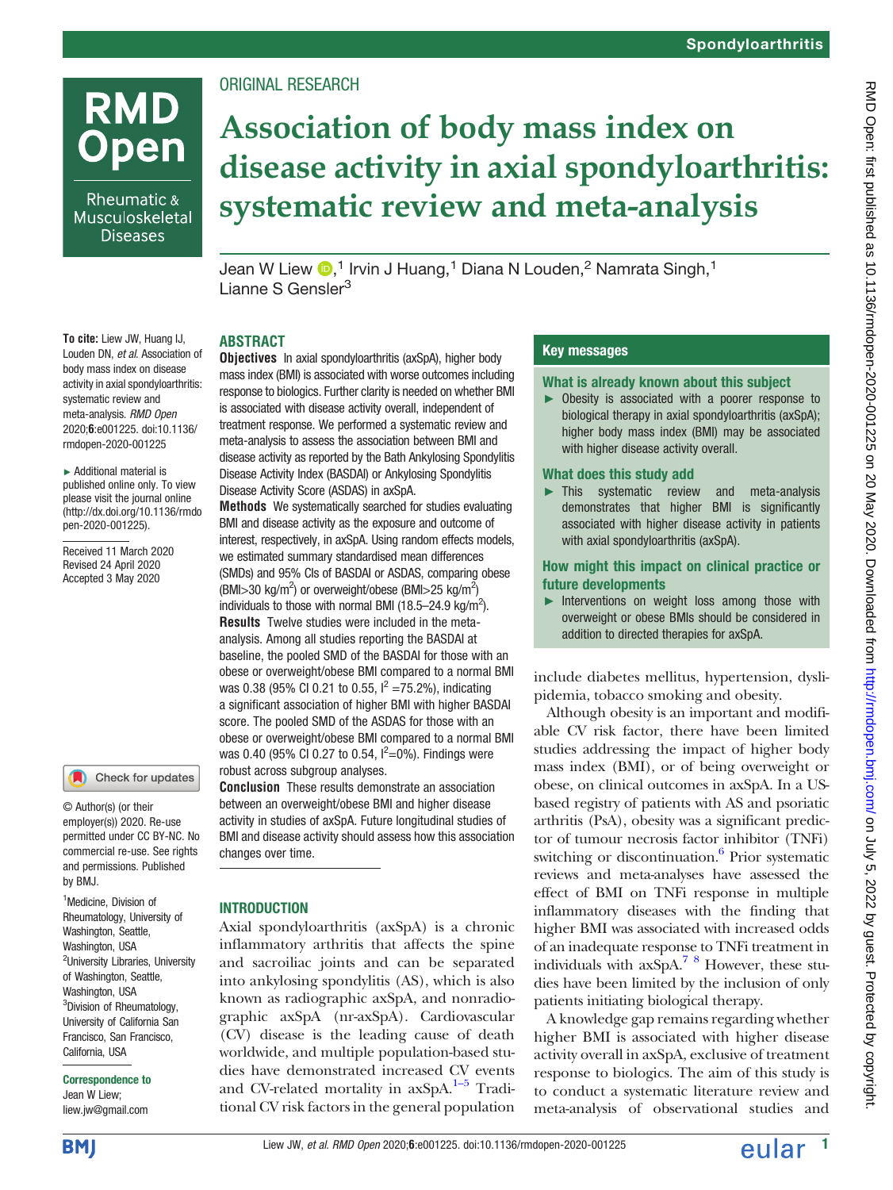ORIGINAL RESEARCH

# Association of body mass index on disease activity in axial spondyloarthritis: systematic review and meta-analysis

Jean W Liew [1], Irvin J Huang [1], Diana N Louden [2], Namrata Singh [1], Lianne S Gensler [3]

**To cite:** Liew JW, Huang IJ, Louden DN, *et al*. Association of body mass index on disease activity in axial spondyloarthritis: systematic review and meta-analysis. *RMD Open* 2020;**6**:e001225. doi:10.1136/rmdopen-2020-001225

► Additional material is published online only. To view please visit the journal online (http://dx.doi.org/10.1136/rmdopen-2020-001225).

Received 11 March 2020
Revised 24 April 2020
Accepted 3 May 2020

© Author(s) (or their employer(s)) 2020. Re-use permitted under CC BY-NC. No commercial re-use. See rights and permissions. Published by BMJ.

[1] Medicine, Division of Rheumatology, University of Washington, Seattle, Washington, USA
[2] University Libraries, University of Washington, Seattle, Washington, USA
[3] Division of Rheumatology, University of California San Francisco, San Francisco, California, USA

**Correspondence to**
Jean W Liew;
liew.jw@gmail.com

## ABSTRACT

**Objectives** In axial spondyloarthritis (axSpA), higher body mass index (BMI) is associated with worse outcomes including response to biologics. Further clarity is needed on whether BMI is associated with disease activity overall, independent of treatment response. We performed a systematic review and meta-analysis to assess the association between BMI and disease activity as reported by the Bath Ankylosing Spondylitis Disease Activity Index (BASDAI) or Ankylosing Spondylitis Disease Activity Score (ASDAS) in axSpA.

**Methods** We systematically searched for studies evaluating BMI and disease activity as the exposure and outcome of interest, respectively, in axSpA. Using random effects models, we estimated summary standardised mean differences (SMDs) and 95% CIs of BASDAI or ASDAS, comparing obese (BMI>30 kg/m$^2$) or overweight/obese (BMI>25 kg/m$^2$) individuals to those with normal BMI (18.5–24.9 kg/m$^2$).

**Results** Twelve studies were included in the meta-analysis. Among all studies reporting the BASDAI at baseline, the pooled SMD of the BASDAI for those with an obese or overweight/obese BMI compared to a normal BMI was 0.38 (95% CI 0.21 to 0.55, $I^2$ =75.2%), indicating a significant association of higher BMI with higher BASDAI score. The pooled SMD of the ASDAS for those with an obese or overweight/obese BMI compared to a normal BMI was 0.40 (95% CI 0.27 to 0.54, $I^2$=0%). Findings were robust across subgroup analyses.

**Conclusion** These results demonstrate an association between an overweight/obese BMI and higher disease activity in studies of axSpA. Future longitudinal studies of BMI and disease activity should assess how this association changes over time.

## Key messages

### What is already known about this subject

► Obesity is associated with a poorer response to biological therapy in axial spondyloarthritis (axSpA); higher body mass index (BMI) may be associated with higher disease activity overall.

### What does this study add

► This systematic review and meta-analysis demonstrates that higher BMI is significantly associated with higher disease activity in patients with axial spondyloarthritis (axSpA).

### How might this impact on clinical practice or future developments

► Interventions on weight loss among those with overweight or obese BMIs should be considered in addition to directed therapies for axSpA.

## INTRODUCTION

Axial spondyloarthritis (axSpA) is a chronic inflammatory arthritis that affects the spine and sacroiliac joints and can be separated into ankylosing spondylitis (AS), which is also known as radiographic axSpA, and nonradiographic axSpA (nr-axSpA). Cardiovascular (CV) disease is the leading cause of death worldwide, and multiple population-based studies have demonstrated increased CV events and CV-related mortality in axSpA.[1–5] Traditional CV risk factors in the general population include diabetes mellitus, hypertension, dyslipidemia, tobacco smoking and obesity.

Although obesity is an important and modifiable CV risk factor, there have been limited studies addressing the impact of higher body mass index (BMI), or of being overweight or obese, on clinical outcomes in axSpA. In a US-based registry of patients with AS and psoriatic arthritis (PsA), obesity was a significant predictor of tumour necrosis factor inhibitor (TNFi) switching or discontinuation.[6] Prior systematic reviews and meta-analyses have assessed the effect of BMI on TNFi response in multiple inflammatory diseases with the finding that higher BMI was associated with increased odds of an inadequate response to TNFi treatment in individuals with axSpA.[7,8] However, these studies have been limited by the inclusion of only patients initiating biological therapy.

A knowledge gap remains regarding whether higher BMI is associated with higher disease activity overall in axSpA, exclusive of treatment response to biologics. The aim of this study is to conduct a systematic literature review and meta-analysis of observational studies and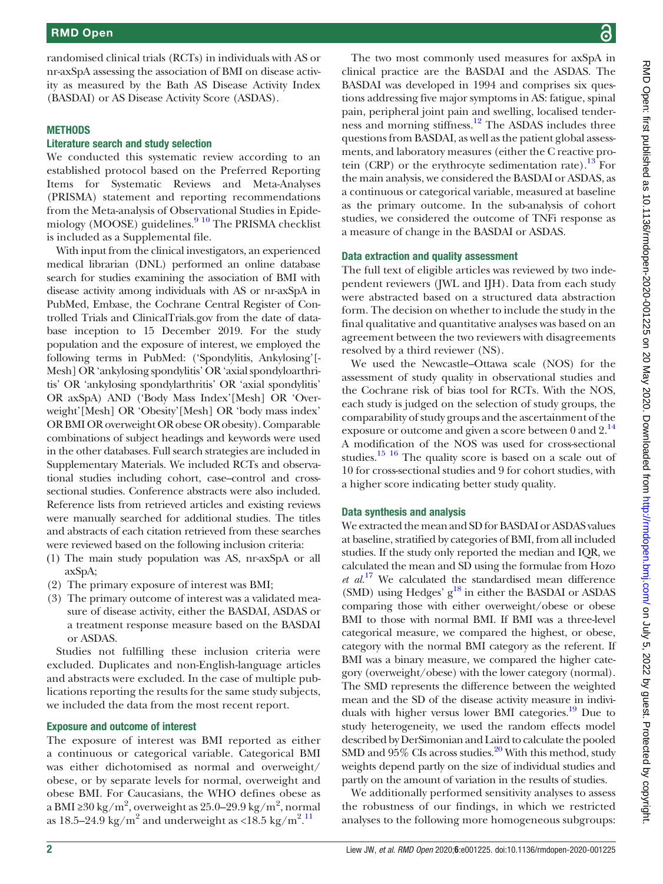randomised clinical trials (RCTs) in individuals with AS or nr-axSpA assessing the association of BMI on disease activity as measured by the Bath AS Disease Activity Index (BASDAI) or AS Disease Activity Score (ASDAS).

## METHODS

### Literature search and study selection

We conducted this systematic review according to an established protocol based on the Preferred Reporting Items for Systematic Reviews and Meta-Analyses (PRISMA) statement and reporting recommendations from the Meta-analysis of Observational Studies in Epidemiology (MOOSE) guidelines.[9 10] The PRISMA checklist is included as a Supplemental file.

With input from the clinical investigators, an experienced medical librarian (DNL) performed an online database search for studies examining the association of BMI with disease activity among individuals with AS or nr-axSpA in PubMed, Embase, the Cochrane Central Register of Controlled Trials and ClinicalTrials.gov from the date of database inception to 15 December 2019. For the study population and the exposure of interest, we employed the following terms in PubMed: ('Spondylitis, Ankylosing'[Mesh] OR 'ankylosing spondylitis' OR 'axial spondyloarthritis' OR 'ankylosing spondylarthritis' OR 'axial spondylitis' OR axSpA) AND ('Body Mass Index'[Mesh] OR 'Overweight'[Mesh] OR 'Obesity'[Mesh] OR 'body mass index' OR BMI OR overweight OR obese OR obesity). Comparable combinations of subject headings and keywords were used in the other databases. Full search strategies are included in Supplementary Materials. We included RCTs and observational studies including cohort, case–control and cross-sectional studies. Conference abstracts were also included. Reference lists from retrieved articles and existing reviews were manually searched for additional studies. The titles and abstracts of each citation retrieved from these searches were reviewed based on the following inclusion criteria:

1. The main study population was AS, nr-axSpA or all axSpA;
2. The primary exposure of interest was BMI;
3. The primary outcome of interest was a validated measure of disease activity, either the BASDAI, ASDAS or a treatment response measure based on the BASDAI or ASDAS.

Studies not fulfilling these inclusion criteria were excluded. Duplicates and non-English-language articles and abstracts were excluded. In the case of multiple publications reporting the results for the same study subjects, we included the data from the most recent report.

### Exposure and outcome of interest

The exposure of interest was BMI reported as either a continuous or categorical variable. Categorical BMI was either dichotomised as normal and overweight/obese, or by separate levels for normal, overweight and obese BMI. For Caucasians, the WHO defines obese as a BMI ≥30 $kg/m^2$, overweight as 25.0–29.9 $kg/m^2$, normal as 18.5–24.9 $kg/m^2$ and underweight as <18.5 $kg/m^2$.[11]

The two most commonly used measures for axSpA in clinical practice are the BASDAI and the ASDAS. The BASDAI was developed in 1994 and comprises six questions addressing five major symptoms in AS: fatigue, spinal pain, peripheral joint pain and swelling, localised tenderness and morning stiffness.[12] The ASDAS includes three questions from BASDAI, as well as the patient global assessments, and laboratory measures (either the C reactive protein (CRP) or the erythrocyte sedimentation rate).[13] For the main analysis, we considered the BASDAI or ASDAS, as a continuous or categorical variable, measured at baseline as the primary outcome. In the sub-analysis of cohort studies, we considered the outcome of TNFi response as a measure of change in the BASDAI or ASDAS.

### Data extraction and quality assessment

The full text of eligible articles was reviewed by two independent reviewers (JWL and IJH). Data from each study were abstracted based on a structured data abstraction form. The decision on whether to include the study in the final qualitative and quantitative analyses was based on an agreement between the two reviewers with disagreements resolved by a third reviewer (NS).

We used the Newcastle–Ottawa scale (NOS) for the assessment of study quality in observational studies and the Cochrane risk of bias tool for RCTs. With the NOS, each study is judged on the selection of study groups, the comparability of study groups and the ascertainment of the exposure or outcome and given a score between 0 and 2.[14] A modification of the NOS was used for cross-sectional studies.[15 16] The quality score is based on a scale out of 10 for cross-sectional studies and 9 for cohort studies, with a higher score indicating better study quality.

### Data synthesis and analysis

We extracted the mean and SD for BASDAI or ASDAS values at baseline, stratified by categories of BMI, from all included studies. If the study only reported the median and IQR, we calculated the mean and SD using the formulae from Hozo *et al*.[17] We calculated the standardised mean difference (SMD) using Hedges' g[18] in either the BASDAI or ASDAS comparing those with either overweight/obese or obese BMI to those with normal BMI. If BMI was a three-level categorical measure, we compared the highest, or obese, category with the normal BMI category as the referent. If BMI was a binary measure, we compared the higher category (overweight/obese) with the lower category (normal). The SMD represents the difference between the weighted mean and the SD of the disease activity measure in individuals with higher versus lower BMI categories.[19] Due to study heterogeneity, we used the random effects model described by DerSimonian and Laird to calculate the pooled SMD and 95% CIs across studies.[20] With this method, study weights depend partly on the size of individual studies and partly on the amount of variation in the results of studies.

We additionally performed sensitivity analyses to assess the robustness of our findings, in which we restricted analyses to the following more homogeneous subgroups: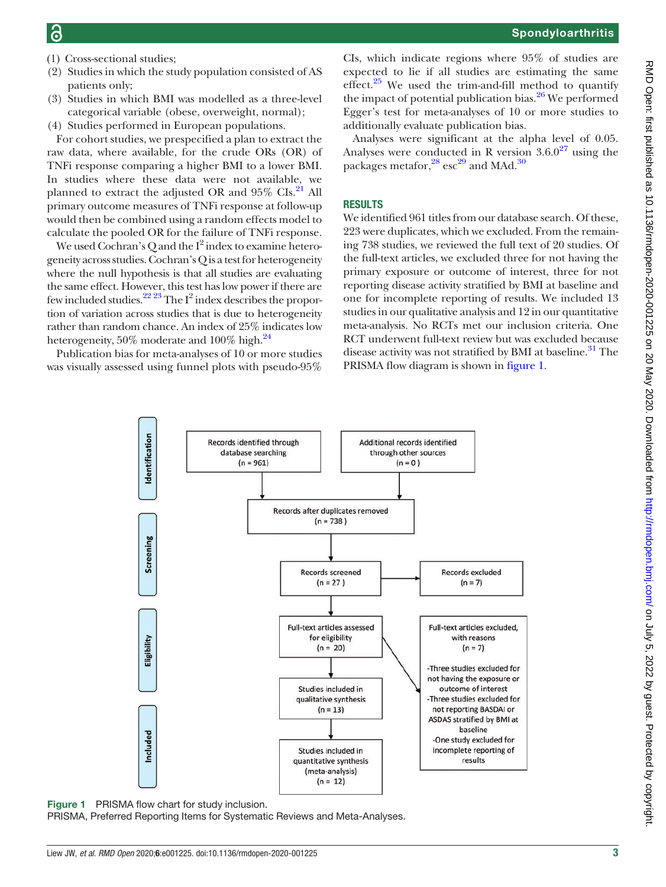(1) Cross-sectional studies;
(2) Studies in which the study population consisted of AS patients only;
(3) Studies in which BMI was modelled as a three-level categorical variable (obese, overweight, normal);
(4) Studies performed in European populations.

For cohort studies, we prespecified a plan to extract the raw data, where available, for the crude ORs (OR) of TNFi response comparing a higher BMI to a lower BMI. In studies where these data were not available, we planned to extract the adjusted OR and 95% CIs.[21] All primary outcome measures of TNFi response at follow-up would then be combined using a random effects model to calculate the pooled OR for the failure of TNFi response.

We used Cochran's Q and the $I^2$ index to examine heterogeneity across studies. Cochran's Q is a test for heterogeneity where the null hypothesis is that all studies are evaluating the same effect. However, this test has low power if there are few included studies.[22,23] The $I^2$ index describes the proportion of variation across studies that is due to heterogeneity rather than random chance. An index of 25% indicates low heterogeneity, 50% moderate and 100% high.[24]

Publication bias for meta-analyses of 10 or more studies was visually assessed using funnel plots with pseudo-95% CIs, which indicate regions where 95% of studies are expected to lie if all studies are estimating the same effect.[25] We used the trim-and-fill method to quantify the impact of potential publication bias.[26] We performed Egger's test for meta-analyses of 10 or more studies to additionally evaluate publication bias.

Analyses were significant at the alpha level of 0.05. Analyses were conducted in R version 3.6.0[27] using the packages metafor,[28] esc[29] and MAd.[30]

## RESULTS

We identified 961 titles from our database search. Of these, 223 were duplicates, which we excluded. From the remaining 738 studies, we reviewed the full text of 20 studies. Of the full-text articles, we excluded three for not having the primary exposure or outcome of interest, three for not reporting disease activity stratified by BMI at baseline and one for incomplete reporting of results. We included 13 studies in our qualitative analysis and 12 in our quantitative meta-analysis. No RCTs met our inclusion criteria. One RCT underwent full-text review but was excluded because disease activity was not stratified by BMI at baseline.[31] The PRISMA flow diagram is shown in figure 1.

**Identification**

- Records identified through database searching (n = 961)
- Additional records identified through other sources (n = 0)

**Screening**

- Records after duplicates removed (n = 738)
- Records screened (n = 27)
- Records excluded (n = 7)

**Eligibility**

- Full-text articles assessed for eligibility (n = 20)
- Full-text articles excluded, with reasons (n = 7)
  - Three studies excluded for not having the exposure or outcome of interest
  - Three studies excluded for not reporting BASDAI or ASDAS stratified by BMI at baseline
  - One study excluded for incomplete reporting of results

**Included**

- Studies included in qualitative synthesis (n = 13)
- Studies included in quantitative synthesis (meta-analysis) (n = 12)

**Figure 1** PRISMA flow chart for study inclusion.
PRISMA, Preferred Reporting Items for Systematic Reviews and Meta-Analyses.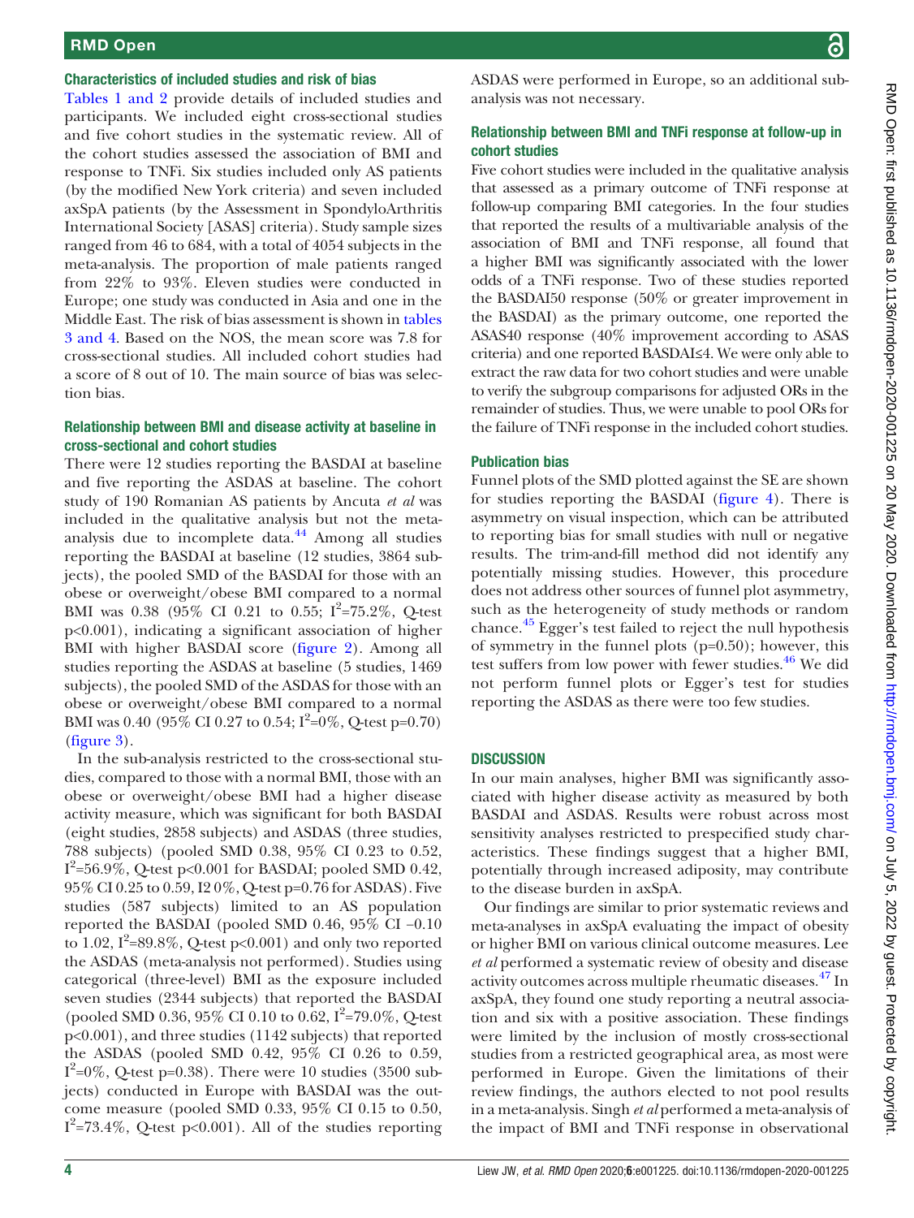### Characteristics of included studies and risk of bias

Tables 1 and 2 provide details of included studies and participants. We included eight cross-sectional studies and five cohort studies in the systematic review. All of the cohort studies assessed the association of BMI and response to TNFi. Six studies included only AS patients (by the modified New York criteria) and seven included axSpA patients (by the Assessment in SpondyloArthritis International Society [ASAS] criteria). Study sample sizes ranged from 46 to 684, with a total of 4054 subjects in the meta-analysis. The proportion of male patients ranged from 22% to 93%. Eleven studies were conducted in Europe; one study was conducted in Asia and one in the Middle East. The risk of bias assessment is shown in tables 3 and 4. Based on the NOS, the mean score was 7.8 for cross-sectional studies. All included cohort studies had a score of 8 out of 10. The main source of bias was selection bias.

### Relationship between BMI and disease activity at baseline in cross-sectional and cohort studies

There were 12 studies reporting the BASDAI at baseline and five reporting the ASDAS at baseline. The cohort study of 190 Romanian AS patients by Ancuta *et al* was included in the qualitative analysis but not the meta-analysis due to incomplete data.[44] Among all studies reporting the BASDAI at baseline (12 studies, 3864 subjects), the pooled SMD of the BASDAI for those with an obese or overweight/obese BMI compared to a normal BMI was 0.38 (95% CI 0.21 to 0.55; $I^2$=75.2%, Q-test p<0.001), indicating a significant association of higher BMI with higher BASDAI score (figure 2). Among all studies reporting the ASDAS at baseline (5 studies, 1469 subjects), the pooled SMD of the ASDAS for those with an obese or overweight/obese BMI compared to a normal BMI was 0.40 (95% CI 0.27 to 0.54; $I^2$=0%, Q-test p=0.70) (figure 3).

In the sub-analysis restricted to the cross-sectional studies, compared to those with a normal BMI, those with an obese or overweight/obese BMI had a higher disease activity measure, which was significant for both BASDAI (eight studies, 2858 subjects) and ASDAS (three studies, 788 subjects) (pooled SMD 0.38, 95% CI 0.23 to 0.52, $I^2$=56.9%, Q-test p<0.001 for BASDAI; pooled SMD 0.42, 95% CI 0.25 to 0.59, I2 0%, Q-test p=0.76 for ASDAS). Five studies (587 subjects) limited to an AS population reported the BASDAI (pooled SMD 0.46, 95% CI −0.10 to 1.02, $I^2$=89.8%, Q-test p<0.001) and only two reported the ASDAS (meta-analysis not performed). Studies using categorical (three-level) BMI as the exposure included seven studies (2344 subjects) that reported the BASDAI (pooled SMD 0.36, 95% CI 0.10 to 0.62, $I^2$=79.0%, Q-test p<0.001), and three studies (1142 subjects) that reported the ASDAS (pooled SMD 0.42, 95% CI 0.26 to 0.59, $I^2$=0%, Q-test p=0.38). There were 10 studies (3500 subjects) conducted in Europe with BASDAI was the outcome measure (pooled SMD 0.33, 95% CI 0.15 to 0.50, $I^2$=73.4%, Q-test p<0.001). All of the studies reporting ASDAS were performed in Europe, so an additional sub-analysis was not necessary.

### Relationship between BMI and TNFi response at follow-up in cohort studies

Five cohort studies were included in the qualitative analysis that assessed as a primary outcome of TNFi response at follow-up comparing BMI categories. In the four studies that reported the results of a multivariable analysis of the association of BMI and TNFi response, all found that a higher BMI was significantly associated with the lower odds of a TNFi response. Two of these studies reported the BASDAI50 response (50% or greater improvement in the BASDAI) as the primary outcome, one reported the ASAS40 response (40% improvement according to ASAS criteria) and one reported BASDAI≤4. We were only able to extract the raw data for two cohort studies and were unable to verify the subgroup comparisons for adjusted ORs in the remainder of studies. Thus, we were unable to pool ORs for the failure of TNFi response in the included cohort studies.

### Publication bias

Funnel plots of the SMD plotted against the SE are shown for studies reporting the BASDAI (figure 4). There is asymmetry on visual inspection, which can be attributed to reporting bias for small studies with null or negative results. The trim-and-fill method did not identify any potentially missing studies. However, this procedure does not address other sources of funnel plot asymmetry, such as the heterogeneity of study methods or random chance.[45] Egger's test failed to reject the null hypothesis of symmetry in the funnel plots (p=0.50); however, this test suffers from low power with fewer studies.[46] We did not perform funnel plots or Egger's test for studies reporting the ASDAS as there were too few studies.

## DISCUSSION

In our main analyses, higher BMI was significantly associated with higher disease activity as measured by both BASDAI and ASDAS. Results were robust across most sensitivity analyses restricted to prespecified study characteristics. These findings suggest that a higher BMI, potentially through increased adiposity, may contribute to the disease burden in axSpA.

Our findings are similar to prior systematic reviews and meta-analyses in axSpA evaluating the impact of obesity or higher BMI on various clinical outcome measures. Lee *et al* performed a systematic review of obesity and disease activity outcomes across multiple rheumatic diseases.[47] In axSpA, they found one study reporting a neutral association and six with a positive association. These findings were limited by the inclusion of mostly cross-sectional studies from a restricted geographical area, as most were performed in Europe. Given the limitations of their review findings, the authors elected to not pool results in a meta-analysis. Singh *et al* performed a meta-analysis of the impact of BMI and TNFi response in observational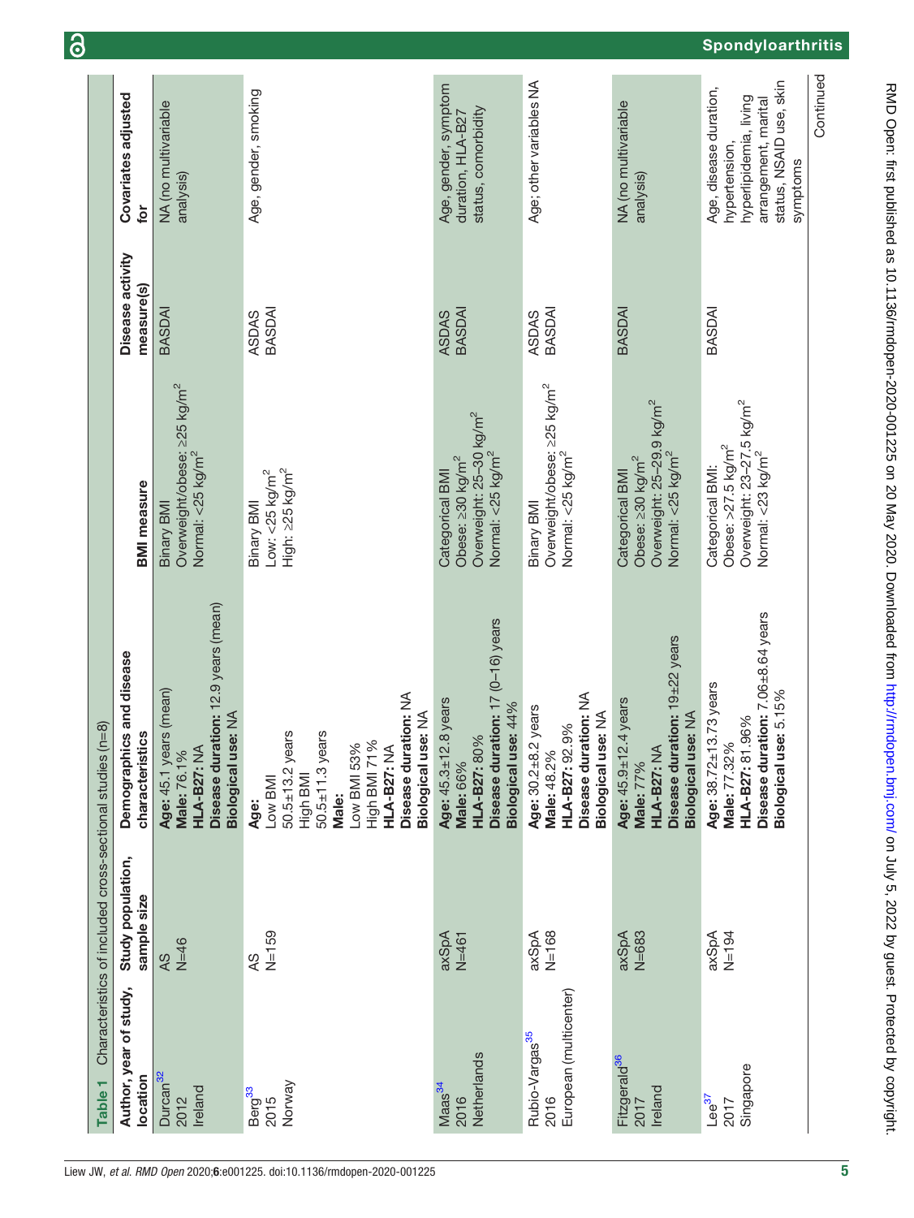**Table 1** Characteristics of included cross-sectional studies (n=8)

| Author, year of study, location | Study population, sample size | Demographics and disease characteristics | BMI measure | Disease activity measure(s) | Covariates adjusted for |
|---|---|---|---|---|---|
| Durcan[32]<br>2012<br>Ireland | AS<br>N=46 | **Age:** 45.1 years (mean)<br>**Male:** 76.1%<br>**HLA-B27:** NA<br>**Disease duration:** 12.9 years (mean)<br>**Biological use:** NA | Binary BMI<br>Overweight/obese: ≥25 $kg/m^2$<br>Normal: <25 $kg/m^2$ | BASDAI | NA (no multivariable analysis) |
| Berg[33]<br>2015<br>Norway | AS<br>N=159 | **Age:**<br>Low BMI<br>50.5±13.2 years<br>High BMI<br>50.5±11.3 years<br>**Male:**<br>Low BMI 53%<br>High BMI 71%<br>**HLA-B27:** NA<br>**Disease duration:** NA<br>**Biological use:** NA | Binary BMI<br>Low: <25 $kg/m^2$<br>High: ≥25 $kg/m^2$ | ASDAS<br>BASDAI | Age, gender, smoking |
| Maas[34]<br>2016<br>Netherlands | axSpA<br>N=461 | **Age:** 45.3±12.8 years<br>**Male:** 66%<br>**HLA-B27:** 80%<br>**Disease duration:** 17 (0–16) years<br>**Biological use:** 44% | Categorical BMI<br>Obese: ≥30 $kg/m^2$<br>Overweight: 25–30 $kg/m^2$<br>Normal: <25 $kg/m^2$ | ASDAS<br>BASDAI | Age, gender, symptom duration, HLA-B27 status, comorbidity |
| Rubio-Vargas[35]<br>2016<br>European (multicenter) | axSpA<br>N=168 | **Age:** 30.2±8.2 years<br>**Male:** 48.2%<br>**HLA-B27:** 92.9%<br>**Disease duration:** NA<br>**Biological use:** NA | Binary BMI<br>Overweight/obese: ≥25 $kg/m^2$<br>Normal: <25 $kg/m^2$ | ASDAS<br>BASDAI | Age; other variables NA |
| Fitzgerald[36]<br>2017<br>Ireland | axSpA<br>N=683 | **Age:** 45.9±12.4 years<br>**Male:** 77%<br>**HLA-B27:** NA<br>**Disease duration:** 19±22 years<br>**Biological use:** NA | Categorical BMI<br>Obese: ≥30 $kg/m^2$<br>Overweight: 25–29.9 $kg/m^2$<br>Normal: <25 $kg/m^2$ | BASDAI | NA (no multivariable analysis) |
| Lee[37]<br>2017<br>Singapore | axSpA<br>N=194 | **Age:** 38.72±13.73 years<br>**Male:** 77.32%<br>**HLA-B27:** 81.96%<br>**Disease duration:** 7.06±8.64 years<br>**Biological use:** 5.15% | Categorical BMI:<br>Obese: >27.5 $kg/m^2$<br>Overweight: 23–27.5 $kg/m^2$<br>Normal: <23 $kg/m^2$ | BASDAI | Age, disease duration, hypertension, hyperlipidemia, living arrangement, marital status, NSAID use, skin symptoms |

Continued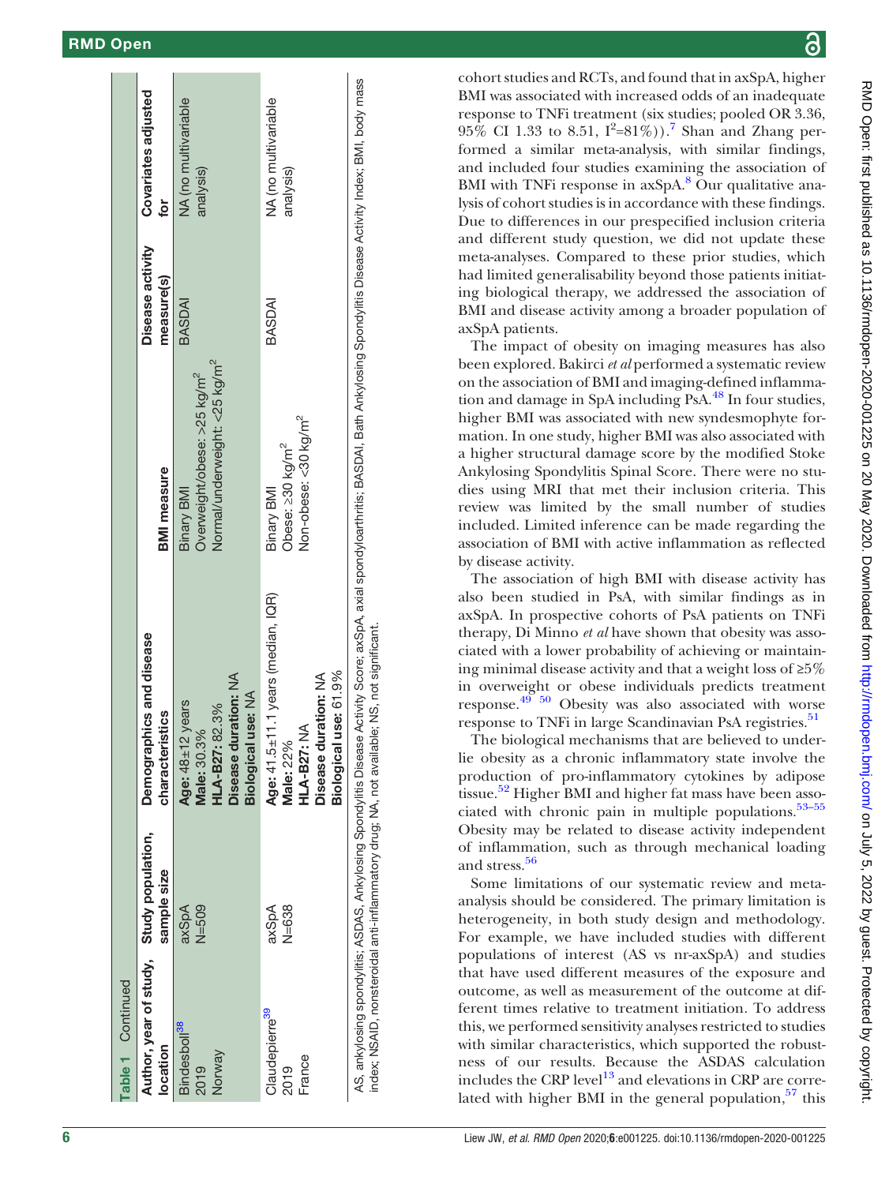Table 1 Continued

| Author, year of study, location | Study population, sample size | Demographics and disease characteristics | BMI measure | Disease activity measure(s) | Covariates adjusted for |
|---|---|---|---|---|---|
| Bindesbøll[38] 2019 Norway | axSpA N=509 | **Age:** 48±12 years **Male:** 30.3% **HLA-B27:** 82.3% **Disease duration:** NA **Biological use:** NA | Binary BMI Overweight/obese: >25 kg/m$^2$ Normal/underweight: <25 kg/m$^2$ | BASDAI | NA (no multivariable analysis) |
| Claudepierre[39] 2019 France | axSpA N=638 | **Age:** 41.5±11.1 years (median, IQR) **Male:** 22% **HLA-B27:** NA **Disease duration:** NA **Biological use:** 61.9% | Binary BMI Obese: ≥30 kg/m$^2$ Non-obese: <30 kg/m$^2$ | BASDAI | NA (no multivariable analysis) |

AS, ankylosing spondylitis; ASDAS, Ankylosing Spondylitis Disease Activity Score; axSpA, axial spondyloarthritis; BASDAI, Bath Ankylosing Spondylitis Disease Activity Index; BMI, body mass index; NSAID, nonsteroidal anti-inflammatory drug; NA, not available; NS, not significant.

cohort studies and RCTs, and found that in axSpA, higher BMI was associated with increased odds of an inadequate response to TNFi treatment (six studies; pooled OR 3.36, 95% CI 1.33 to 8.51, $I^2$=81%)).[7] Shan and Zhang performed a similar meta-analysis, with similar findings, and included four studies examining the association of BMI with TNFi response in axSpA.[8] Our qualitative analysis of cohort studies is in accordance with these findings. Due to differences in our prespecified inclusion criteria and different study question, we did not update these meta-analyses. Compared to these prior studies, which had limited generalisability beyond those patients initiating biological therapy, we addressed the association of BMI and disease activity among a broader population of axSpA patients.

The impact of obesity on imaging measures has also been explored. Bakirci *et al* performed a systematic review on the association of BMI and imaging-defined inflammation and damage in SpA including PsA.[48] In four studies, higher BMI was associated with new syndesmophyte formation. In one study, higher BMI was also associated with a higher structural damage score by the modified Stoke Ankylosing Spondylitis Spinal Score. There were no studies using MRI that met their inclusion criteria. This review was limited by the small number of studies included. Limited inference can be made regarding the association of BMI with active inflammation as reflected by disease activity.

The association of high BMI with disease activity has also been studied in PsA, with similar findings as in axSpA. In prospective cohorts of PsA patients on TNFi therapy, Di Minno *et al* have shown that obesity was associated with a lower probability of achieving or maintaining minimal disease activity and that a weight loss of ≥5% in overweight or obese individuals predicts treatment response.[49 50] Obesity was also associated with worse response to TNFi in large Scandinavian PsA registries.[51]

The biological mechanisms that are believed to underlie obesity as a chronic inflammatory state involve the production of pro-inflammatory cytokines by adipose tissue.[52] Higher BMI and higher fat mass have been associated with chronic pain in multiple populations.[53–55] Obesity may be related to disease activity independent of inflammation, such as through mechanical loading and stress.[56]

Some limitations of our systematic review and meta-analysis should be considered. The primary limitation is heterogeneity, in both study design and methodology. For example, we have included studies with different populations of interest (AS vs nr-axSpA) and studies that have used different measures of the exposure and outcome, as well as measurement of the outcome at different times relative to treatment initiation. To address this, we performed sensitivity analyses restricted to studies with similar characteristics, which supported the robustness of our results. Because the ASDAS calculation includes the CRP level[13] and elevations in CRP are correlated with higher BMI in the general population,[57] this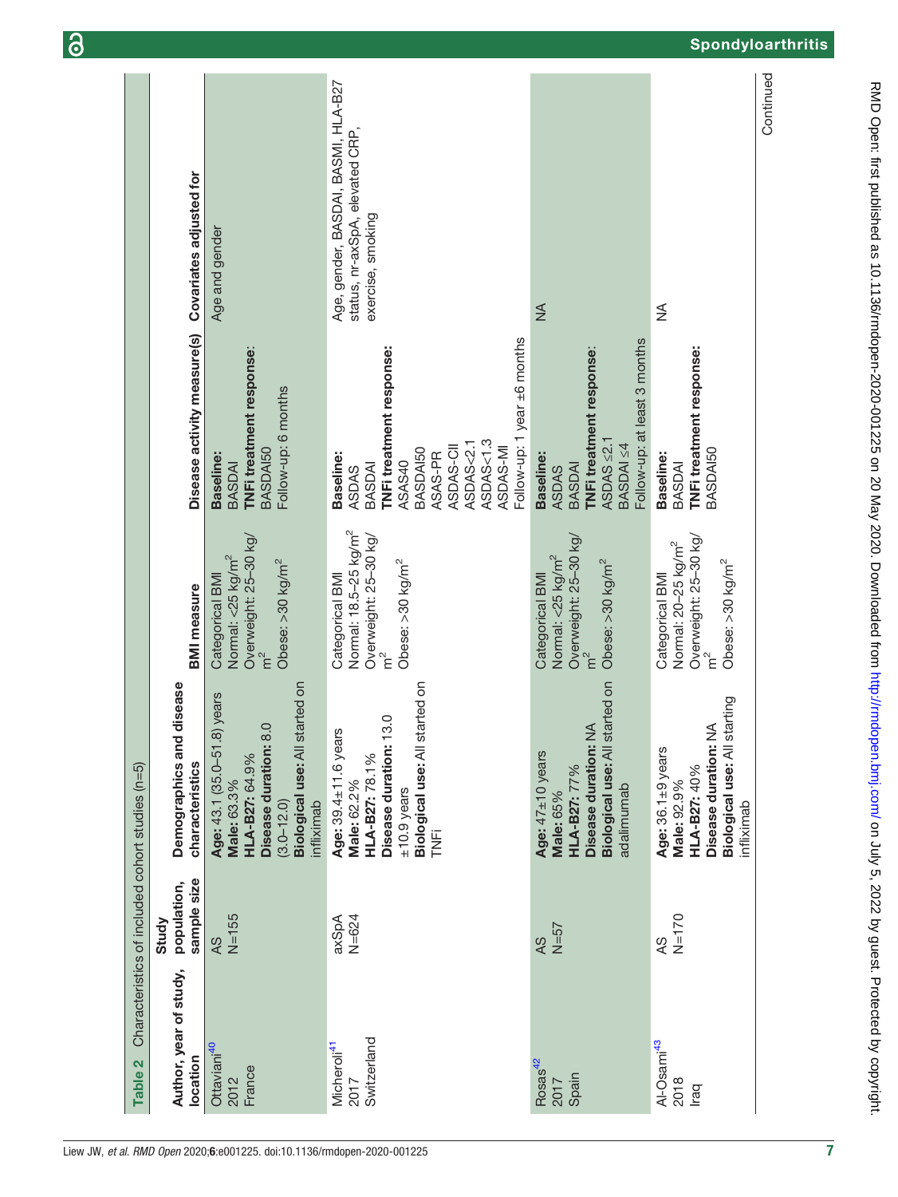**Table 2** Characteristics of included cohort studies (n=5)

| Author, year of study, location | Study population, sample size | Demographics and disease characteristics | BMI measure | Disease activity measure(s) | Covariates adjusted for |
|---|---|---|---|---|---|
| Ottaviani[40] 2012 France | AS N=155 | **Age:** 43.1 (35.0–51.8) years **Male:** 63.3% **HLA-B27:** 64.9% **Disease duration:** 8.0 (3.0–12.0) **Biological use:** All started on infliximab | Categorical BMI Normal: <25 kg/m$^2$ Overweight: 25–30 kg/m$^2$ Obese: >30 kg/m$^2$ | **Baseline:** BASDAI **TNFi treatment response:** BASDAI50 Follow-up: 6 months | Age and gender |
| Micheroli[41] 2017 Switzerland | axSpA N=624 | **Age:** 39.4±11.6 years **Male:** 62.2% **HLA-B27:** 78.1% **Disease duration:** 13.0 ±10.9 years **Biological use:** All started on TNFi | Categorical BMI Normal: 18.5–25 kg/m$^2$ Overweight: 25–30 kg/m$^2$ Obese: >30 kg/m$^2$ | **Baseline:** ASDAS BASDAI **TNFi treatment response:** ASAS40 BASDAI50 ASAS-PR ASDAS-CII ASDAS<2.1 ASDAS<1.3 ASDAS-MI Follow-up: 1 year ±6 months | Age, gender, BASDAI, BASMI, HLA-B27 status, nr-axSpA, elevated CRP, exercise, smoking |
| Rosas[42] 2017 Spain | AS N=57 | **Age:** 47±10 years **Male:** 65% **HLA-B27:** 77% **Disease duration:** NA **Biological use:** All started on adalimumab | Categorical BMI Normal: <25 kg/m$^2$ Overweight: 25–30 kg/m$^2$ Obese: >30 kg/m$^2$ | **Baseline:** ASDAS BASDAI **TNFi treatment response:** ASDAS ≤2.1 BASDAI ≤4 Follow-up: at least 3 months | NA |
| Al-Osami[43] 2018 Iraq | AS N=170 | **Age:** 36.1±9 years **Male:** 92.9% **HLA-B27:** 40% **Disease duration:** NA **Biological use:** All starting infliximab | Categorical BMI Normal: 20–25 kg/m$^2$ Overweight: 25–30 kg/m$^2$ Obese: >30 kg/m$^2$ | **Baseline:** BASDAI **TNFi treatment response:** BASDAI50 | NA |

Continued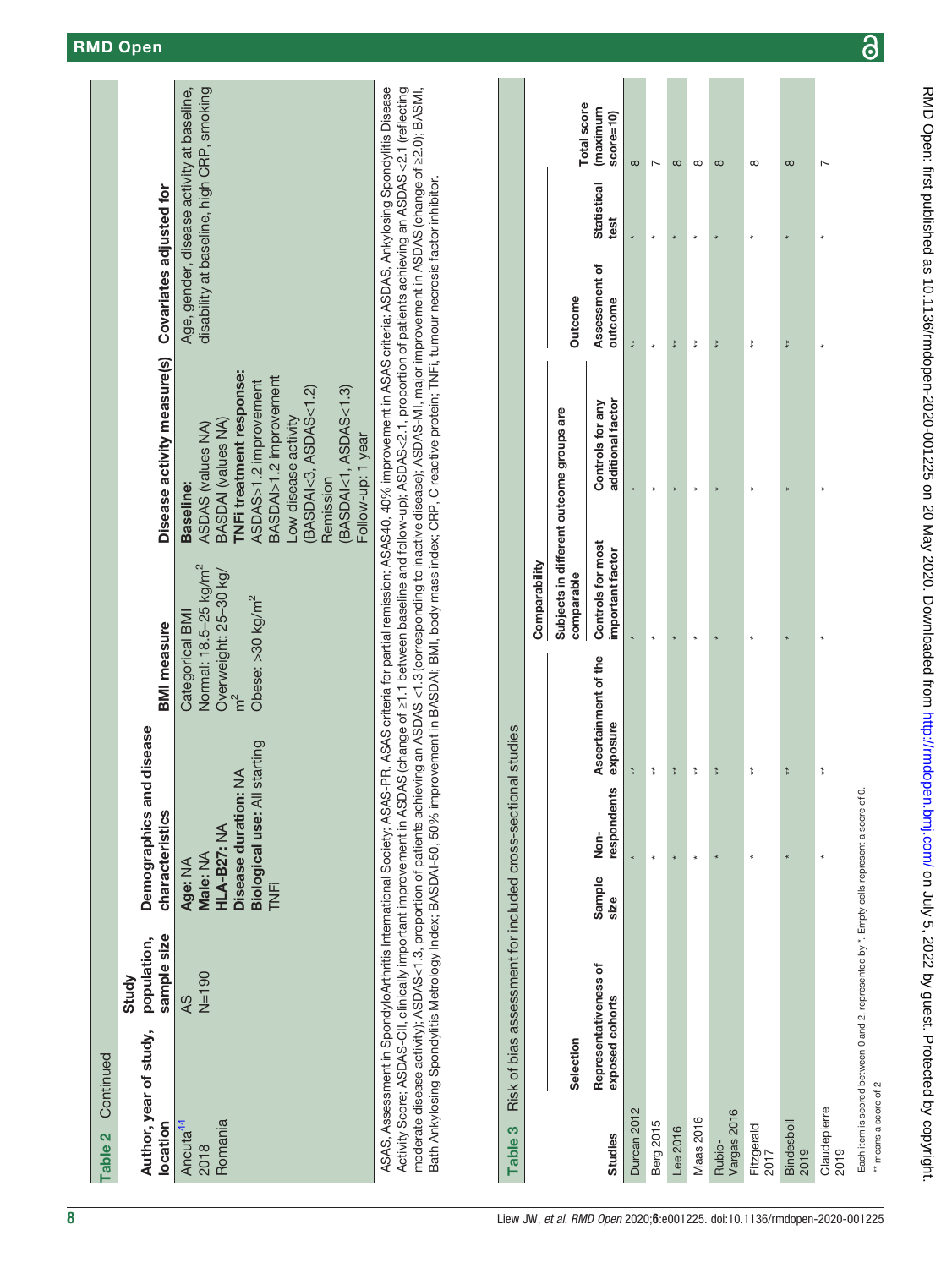**Table 2** Continued

| Author, year of study, location | Study population, sample size | Demographics and disease characteristics | BMI measure | Disease activity measure(s) | Covariates adjusted for |
|---|---|---|---|---|---|
| Ancuta[44] 2018 Romania | AS N=190 | **Age:** NA **Male:** NA **HLA-B27:** NA **Disease duration:** NA **Biological use:** All starting TNFi | Categorical BMI Normal: 18.5–25 kg/m$^2$ Overweight: 25–30 kg/m$^2$ Obese: >30 kg/m$^2$ | **Baseline:** ASDAS (values NA) BASDAI (values NA) **TNFi treatment response:** ASDAS>1.2 improvement BASDAI>1.2 improvement Low disease activity (BASDAI<3, ASDAS<1.2) Remission (BASDAI<1, ASDAS<1.3) Follow-up: 1 year | Age, gender, disease activity at baseline, disability at baseline, high CRP, smoking |

ASAS, Assessment in SpondyloArthritis International Society; ASAS-PR, ASAS criteria for partial remission; ASAS40, 40% improvement in ASAS criteria; ASDAS, Ankylosing Spondylitis Disease Activity Score; ASDAS-CII, clinically important improvement in ASDAS (change of ≥1.1 between baseline and follow-up); ASDAS<2.1, proportion of patients achieving an ASDAS <2.1 (reflecting moderate disease activity); ASDAS<1.3, proportion of patients achieving an ASDAS <1.3 (corresponding to inactive disease); ASDAS-MI, major improvement in ASDAS (change of ≥2.0); BASMI, Bath Ankylosing Spondylitis Metrology Index; BASDAI-50, 50% improvement in BASDAI; BMI, body mass index; CRP, C reactive protein; TNFi, tumour necrosis factor inhibitor.

**Table 3** Risk of bias assessment for included cross-sectional studies

| Studies | Selection | | | | Comparability | | Outcome | | Total score (maximum score=10) |
|---|---|---|---|---|---|---|---|---|---|
| | Representativeness of exposed cohorts | Sample size | Non-respondents | Ascertainment of the exposure | Subjects in different outcome groups are comparable | | Assessment of outcome | Statistical test | |
| | | | | | Controls for most important factor | Controls for any additional factor | | | |
| Durcan 2012 | | | * | ** | * | * | ** | * | 8 |
| Berg 2015 | | | * | ** | * | * | * | * | 7 |
| Lee 2016 | | | * | ** | * | * | ** | * | 8 |
| Maas 2016 | | | * | ** | * | * | ** | * | 8 |
| Rubio-Vargas 2016 | | | * | ** | * | * | ** | * | 8 |
| Fitzgerald 2017 | | | * | ** | * | * | ** | * | 8 |
| Bindesboll 2019 | | | * | ** | * | * | ** | * | 8 |
| Claudepierre 2019 | | | * | ** | * | * | * | * | 7 |

Each item is scored between 0 and 2, represented by *. Empty cells represent a score of 0.
** means a score of 2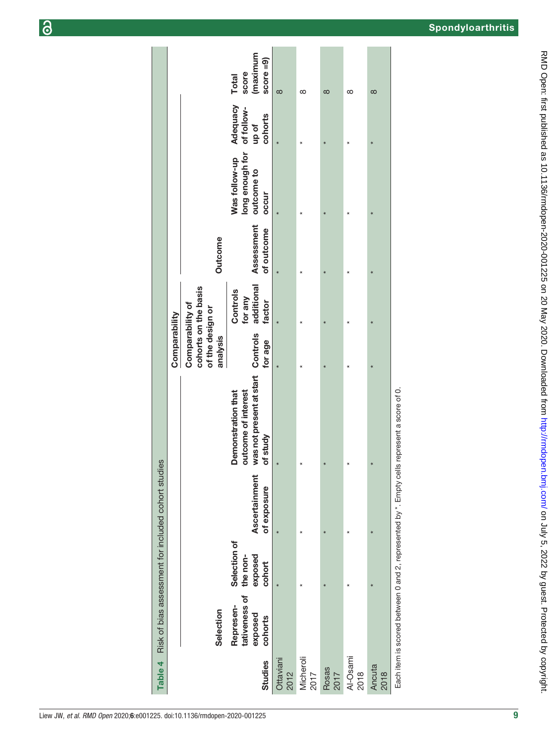**Table 4** Risk of bias assessment for included cohort studies

| | Selection | | | | Comparability | | Outcome | | | |
|---|---|---|---|---|---|---|---|---|---|---|
| | | | | | Comparability of cohorts on the basis of the design or analysis | | | | | |
| Studies | Representativeness of exposed cohorts | Selection of the non-exposed cohort | Ascertainment of exposure | Demonstration that outcome of interest was not present at start of study | Controls for age | Controls for any additional factor | Assessment of outcome | Was follow-up long enough for outcome to occur | Adequacy of follow-up of cohorts | Total score (maximum score =9) |
| Ottaviani 2012 | | * | * | * | * | * | * | * | * | 8 |
| Micheroli 2017 | | * | * | * | * | * | * | * | * | 8 |
| Rosas 2017 | | * | * | * | * | * | * | * | * | 8 |
| Al-Osami 2018 | | * | * | * | * | * | * | * | * | 8 |
| Ancuta 2018 | | * | * | * | * | * | * | * | * | 8 |

Each item is scored between 0 and 2, represented by *. Empty cells represent a score of 0.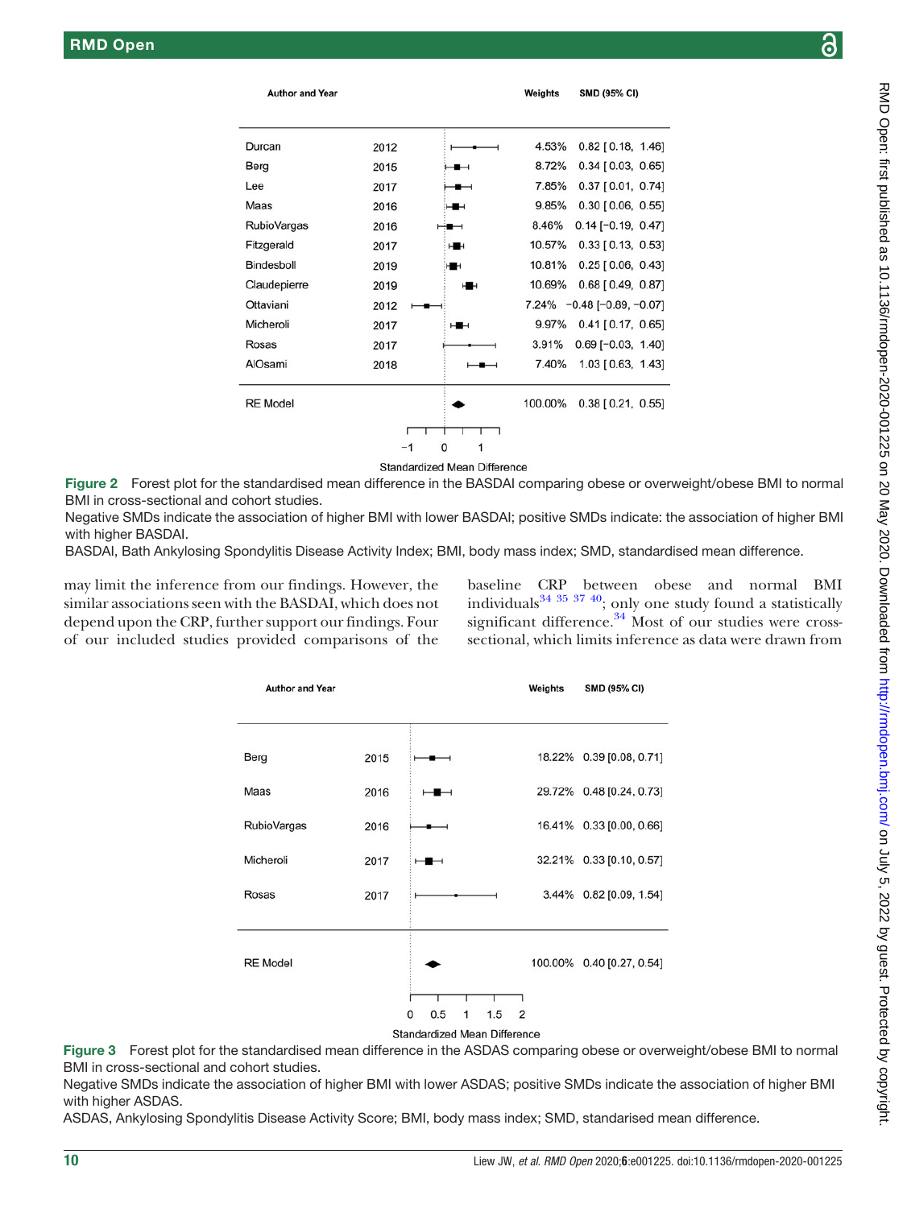| Author and Year | | Weights | SMD (95% CI) |
|---|---|---|---|
| Durcan | 2012 | 4.53% | 0.82 [0.18, 1.46] |
| Berg | 2015 | 8.72% | 0.34 [0.03, 0.65] |
| Lee | 2017 | 7.85% | 0.37 [0.01, 0.74] |
| Maas | 2016 | 9.85% | 0.30 [0.06, 0.55] |
| RubioVargas | 2016 | 8.46% | 0.14 [−0.19, 0.47] |
| Fitzgerald | 2017 | 10.57% | 0.33 [0.13, 0.53] |
| Bindesboll | 2019 | 10.81% | 0.25 [0.06, 0.43] |
| Claudepierre | 2019 | 10.69% | 0.68 [0.49, 0.87] |
| Ottaviani | 2012 | 7.24% | −0.48 [−0.89, −0.07] |
| Micheroli | 2017 | 9.97% | 0.41 [0.17, 0.65] |
| Rosas | 2017 | 3.91% | 0.69 [−0.03, 1.40] |
| AlOsami | 2018 | 7.40% | 1.03 [0.63, 1.43] |
| RE Model | | 100.00% | 0.38 [0.21, 0.55] |

Standardized Mean Difference

**Figure 2** Forest plot for the standardised mean difference in the BASDAI comparing obese or overweight/obese BMI to normal BMI in cross-sectional and cohort studies.
Negative SMDs indicate the association of higher BMI with lower BASDAI; positive SMDs indicate: the association of higher BMI with higher BASDAI.
BASDAI, Bath Ankylosing Spondylitis Disease Activity Index; BMI, body mass index; SMD, standardised mean difference.

may limit the inference from our findings. However, the similar associations seen with the BASDAI, which does not depend upon the CRP, further support our findings. Four of our included studies provided comparisons of the baseline CRP between obese and normal BMI individuals[34 35 37 40]; only one study found a statistically significant difference.[34] Most of our studies were cross-sectional, which limits inference as data were drawn from

| Author and Year | | Weights | SMD (95% CI) |
|---|---|---|---|
| Berg | 2015 | 18.22% | 0.39 [0.08, 0.71] |
| Maas | 2016 | 29.72% | 0.48 [0.24, 0.73] |
| RubioVargas | 2016 | 16.41% | 0.33 [0.00, 0.66] |
| Micheroli | 2017 | 32.21% | 0.33 [0.10, 0.57] |
| Rosas | 2017 | 3.44% | 0.82 [0.09, 1.54] |
| RE Model | | 100.00% | 0.40 [0.27, 0.54] |

Standardized Mean Difference

**Figure 3** Forest plot for the standardised mean difference in the ASDAS comparing obese or overweight/obese BMI to normal BMI in cross-sectional and cohort studies.
Negative SMDs indicate the association of higher BMI with lower ASDAS; positive SMDs indicate the association of higher BMI with higher ASDAS.
ASDAS, Ankylosing Spondylitis Disease Activity Score; BMI, body mass index; SMD, standarised mean difference.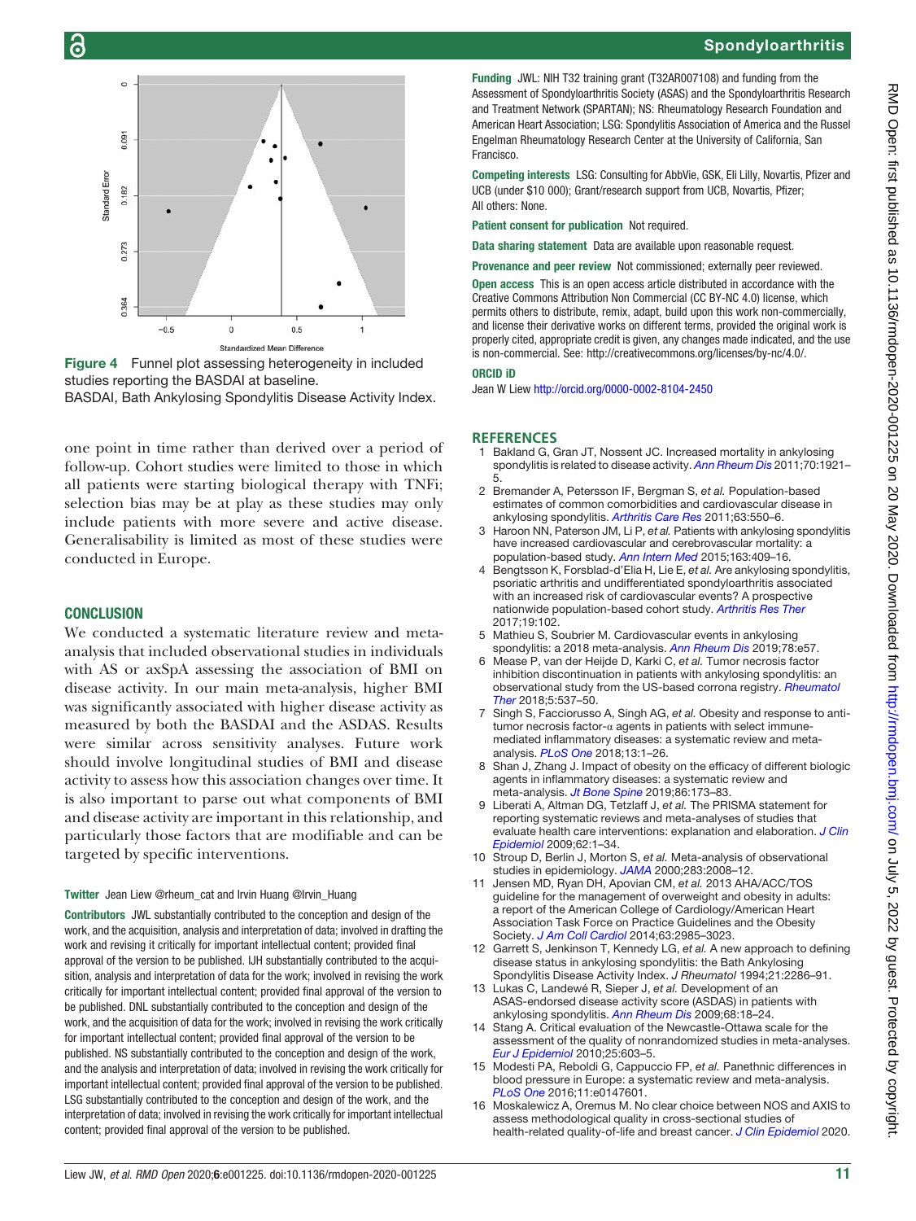Figure 4 Funnel plot assessing heterogeneity in included studies reporting the BASDAI at baseline.
BASDAI, Bath Ankylosing Spondylitis Disease Activity Index.

one point in time rather than derived over a period of follow-up. Cohort studies were limited to those in which all patients were starting biological therapy with TNFi; selection bias may be at play as these studies may only include patients with more severe and active disease. Generalisability is limited as most of these studies were conducted in Europe.

## CONCLUSION

We conducted a systematic literature review and meta-analysis that included observational studies in individuals with AS or axSpA assessing the association of BMI on disease activity. In our main meta-analysis, higher BMI was significantly associated with higher disease activity as measured by both the BASDAI and the ASDAS. Results were similar across sensitivity analyses. Future work should involve longitudinal studies of BMI and disease activity to assess how this association changes over time. It is also important to parse out what components of BMI and disease activity are important in this relationship, and particularly those factors that are modifiable and can be targeted by specific interventions.

**Twitter** Jean Liew @rheum_cat and Irvin Huang @Irvin_Huang

**Contributors** JWL substantially contributed to the conception and design of the work, and the acquisition, analysis and interpretation of data; involved in drafting the work and revising it critically for important intellectual content; provided final approval of the version to be published. IJH substantially contributed to the acquisition, analysis and interpretation of data for the work; involved in revising the work critically for important intellectual content; provided final approval of the version to be published. DNL substantially contributed to the conception and design of the work, and the acquisition of data for the work; involved in revising the work critically for important intellectual content; provided final approval of the version to be published. NS substantially contributed to the conception and design of the work, and the analysis and interpretation of data; involved in revising the work critically for important intellectual content; provided final approval of the version to be published. LSG substantially contributed to the conception and design of the work, and the interpretation of data; involved in revising the work critically for important intellectual content; provided final approval of the version to be published.

**Funding** JWL: NIH T32 training grant (T32AR007108) and funding from the Assessment of Spondyloarthritis Society (ASAS) and the Spondyloarthritis Research and Treatment Network (SPARTAN); NS: Rheumatology Research Foundation and American Heart Association; LSG: Spondylitis Association of America and the Russel Engelman Rheumatology Research Center at the University of California, San Francisco.

**Competing interests** LSG: Consulting for AbbVie, GSK, Eli Lilly, Novartis, Pfizer and UCB (under $10 000); Grant/research support from UCB, Novartis, Pfizer; All others: None.

**Patient consent for publication** Not required.

**Data sharing statement** Data are available upon reasonable request.

**Provenance and peer review** Not commissioned; externally peer reviewed.

**Open access** This is an open access article distributed in accordance with the Creative Commons Attribution Non Commercial (CC BY-NC 4.0) license, which permits others to distribute, remix, adapt, build upon this work non-commercially, and license their derivative works on different terms, provided the original work is properly cited, appropriate credit is given, any changes made indicated, and the use is non-commercial. See: http://creativecommons.org/licenses/by-nc/4.0/.

**ORCID iD**

Jean W Liew http://orcid.org/0000-0002-8104-2450

## REFERENCES

1. Bakland G, Gran JT, Nossent JC. Increased mortality in ankylosing spondylitis is related to disease activity. *Ann Rheum Dis* 2011;70:1921–5.
2. Bremander A, Petersson IF, Bergman S, *et al*. Population-based estimates of common comorbidities and cardiovascular disease in ankylosing spondylitis. *Arthritis Care Res* 2011;63:550–6.
3. Haroon NN, Paterson JM, Li P, *et al*. Patients with ankylosing spondylitis have increased cardiovascular and cerebrovascular mortality: a population-based study. *Ann Intern Med* 2015;163:409–16.
4. Bengtsson K, Forsblad-d'Elia H, Lie E, *et al*. Are ankylosing spondylitis, psoriatic arthritis and undifferentiated spondyloarthritis associated with an increased risk of cardiovascular events? A prospective nationwide population-based cohort study. *Arthritis Res Ther* 2017;19:102.
5. Mathieu S, Soubrier M. Cardiovascular events in ankylosing spondylitis: a 2018 meta-analysis. *Ann Rheum Dis* 2019;78:e57.
6. Mease P, van der Heijde D, Karki C, *et al*. Tumor necrosis factor inhibition discontinuation in patients with ankylosing spondylitis: an observational study from the US-based corrona registry. *Rheumatol Ther* 2018;5:537–50.
7. Singh S, Facciorusso A, Singh AG, *et al*. Obesity and response to anti-tumor necrosis factor-α agents in patients with select immune-mediated inflammatory diseases: a systematic review and meta-analysis. *PLoS One* 2018;13:1–26.
8. Shan J, Zhang J. Impact of obesity on the efficacy of different biologic agents in inflammatory diseases: a systematic review and meta-analysis. *Jt Bone Spine* 2019;86:173–83.
9. Liberati A, Altman DG, Tetzlaff J, *et al*. The PRISMA statement for reporting systematic reviews and meta-analyses of studies that evaluate health care interventions: explanation and elaboration. *J Clin Epidemiol* 2009;62:1–34.
10. Stroup D, Berlin J, Morton S, *et al*. Meta-analysis of observational studies in epidemiology. *JAMA* 2000;283:2008–12.
11. Jensen MD, Ryan DH, Apovian CM, *et al*. 2013 AHA/ACC/TOS guideline for the management of overweight and obesity in adults: a report of the American College of Cardiology/American Heart Association Task Force on Practice Guidelines and the Obesity Society. *J Am Coll Cardiol* 2014;63:2985–3023.
12. Garrett S, Jenkinson T, Kennedy LG, *et al*. A new approach to defining disease status in ankylosing spondylitis: the Bath Ankylosing Spondylitis Disease Activity Index. *J Rheumatol* 1994;21:2286–91.
13. Lukas C, Landewé R, Sieper J, *et al*. Development of an ASAS-endorsed disease activity score (ASDAS) in patients with ankylosing spondylitis. *Ann Rheum Dis* 2009;68:18–24.
14. Stang A. Critical evaluation of the Newcastle-Ottawa scale for the assessment of the quality of nonrandomized studies in meta-analyses. *Eur J Epidemiol* 2010;25:603–5.
15. Modesti PA, Reboldi G, Cappuccio FP, *et al*. Panethnic differences in blood pressure in Europe: a systematic review and meta-analysis. *PLoS One* 2016;11:e0147601.
16. Moskalewicz A, Oremus M. No clear choice between NOS and AXIS to assess methodological quality in cross-sectional studies of health-related quality-of-life and breast cancer. *J Clin Epidemiol* 2020.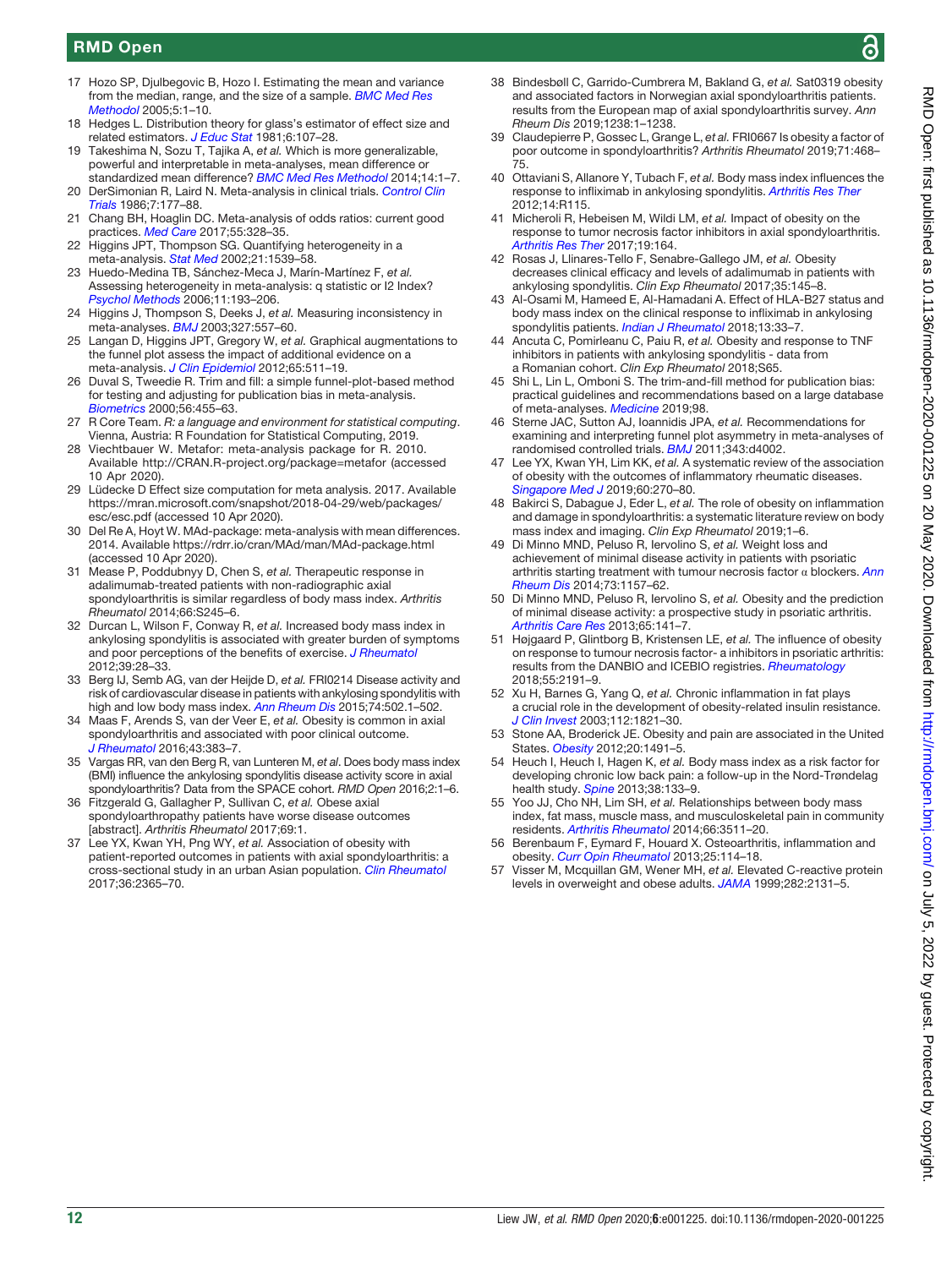17. Hozo SP, Djulbegovic B, Hozo I. Estimating the mean and variance from the median, range, and the size of a sample. *BMC Med Res Methodol* 2005;5:1–10.
18. Hedges L. Distribution theory for glass's estimator of effect size and related estimators. *J Educ Stat* 1981;6:107–28.
19. Takeshima N, Sozu T, Tajika A, *et al.* Which is more generalizable, powerful and interpretable in meta-analyses, mean difference or standardized mean difference? *BMC Med Res Methodol* 2014;14:1–7.
20. DerSimonian R, Laird N. Meta-analysis in clinical trials. *Control Clin Trials* 1986;7:177–88.
21. Chang BH, Hoaglin DC. Meta-analysis of odds ratios: current good practices. *Med Care* 2017;55:328–35.
22. Higgins JPT, Thompson SG. Quantifying heterogeneity in a meta-analysis. *Stat Med* 2002;21:1539–58.
23. Huedo-Medina TB, Sánchez-Meca J, Marín-Martínez F, *et al.* Assessing heterogeneity in meta-analysis: q statistic or I2 Index? *Psychol Methods* 2006;11:193–206.
24. Higgins J, Thompson S, Deeks J, *et al.* Measuring inconsistency in meta-analyses. *BMJ* 2003;327:557–60.
25. Langan D, Higgins JPT, Gregory W, *et al.* Graphical augmentations to the funnel plot assess the impact of additional evidence on a meta-analysis. *J Clin Epidemiol* 2012;65:511–19.
26. Duval S, Tweedie R. Trim and fill: a simple funnel-plot-based method for testing and adjusting for publication bias in meta-analysis. *Biometrics* 2000;56:455–63.
27. R Core Team. *R: a language and environment for statistical computing*. Vienna, Austria: R Foundation for Statistical Computing, 2019.
28. Viechtbauer W. Metafor: meta-analysis package for R. 2010. Available http://CRAN.R-project.org/package=metafor (accessed 10 Apr 2020).
29. Lüdecke D Effect size computation for meta analysis. 2017. Available https://mran.microsoft.com/snapshot/2018-04-29/web/packages/esc/esc.pdf (accessed 10 Apr 2020).
30. Del Re A, Hoyt W. MAd-package: meta-analysis with mean differences. 2014. Available https://rdrr.io/cran/MAd/man/MAd-package.html (accessed 10 Apr 2020).
31. Mease P, Poddubnyy D, Chen S, *et al.* Therapeutic response in adalimumab-treated patients with non-radiographic axial spondyloarthritis is similar regardless of body mass index. *Arthritis Rheumatol* 2014;66:S245–6.
32. Durcan L, Wilson F, Conway R, *et al.* Increased body mass index in ankylosing spondylitis is associated with greater burden of symptoms and poor perceptions of the benefits of exercise. *J Rheumatol* 2012;39:28–33.
33. Berg IJ, Semb AG, van der Heijde D, *et al.* FRI0214 Disease activity and risk of cardiovascular disease in patients with ankylosing spondylitis with high and low body mass index. *Ann Rheum Dis* 2015;74:502.1–502.
34. Maas F, Arends S, van der Veer E, *et al.* Obesity is common in axial spondyloarthritis and associated with poor clinical outcome. *J Rheumatol* 2016;43:383–7.
35. Vargas RR, van den Berg R, van Lunteren M, *et al.* Does body mass index (BMI) influence the ankylosing spondylitis disease activity score in axial spondyloarthritis? Data from the SPACE cohort. *RMD Open* 2016;2:1–6.
36. Fitzgerald G, Gallagher P, Sullivan C, *et al.* Obese axial spondyloarthropathy patients have worse disease outcomes [abstract]. *Arthritis Rheumatol* 2017;69:1.
37. Lee YX, Kwan YH, Png WY, *et al.* Association of obesity with patient-reported outcomes in patients with axial spondyloarthritis: a cross-sectional study in an urban Asian population. *Clin Rheumatol* 2017;36:2365–70.
38. Bindesbøll C, Garrido-Cumbrera M, Bakland G, *et al.* Sat0319 obesity and associated factors in Norwegian axial spondyloarthritis patients. results from the European map of axial spondyloarthritis survey. *Ann Rheum Dis* 2019;1238:1–1238.
39. Claudepierre P, Gossec L, Grange L, *et al.* FRI0667 Is obesity a factor of poor outcome in spondyloarthritis? *Arthritis Rheumatol* 2019;71:468–75.
40. Ottaviani S, Allanore Y, Tubach F, *et al.* Body mass index influences the response to infliximab in ankylosing spondylitis. *Arthritis Res Ther* 2012;14:R115.
41. Micheroli R, Hebeisen M, Wildi LM, *et al.* Impact of obesity on the response to tumor necrosis factor inhibitors in axial spondyloarthritis. *Arthritis Res Ther* 2017;19:164.
42. Rosas J, Llinares-Tello F, Senabre-Gallego JM, *et al.* Obesity decreases clinical efficacy and levels of adalimumab in patients with ankylosing spondylitis. *Clin Exp Rheumatol* 2017;35:145–8.
43. Al-Osami M, Hameed E, Al-Hamadani A. Effect of HLA-B27 status and body mass index on the clinical response to infliximab in ankylosing spondylitis patients. *Indian J Rheumatol* 2018;13:33–7.
44. Ancuta C, Pomirleanu C, Paiu R, *et al.* Obesity and response to TNF inhibitors in patients with ankylosing spondylitis - data from a Romanian cohort. *Clin Exp Rheumatol* 2018;S65.
45. Shi L, Lin L, Omboni S. The trim-and-fill method for publication bias: practical guidelines and recommendations based on a large database of meta-analyses. *Medicine* 2019;98.
46. Sterne JAC, Sutton AJ, Ioannidis JPA, *et al.* Recommendations for examining and interpreting funnel plot asymmetry in meta-analyses of randomised controlled trials. *BMJ* 2011;343:d4002.
47. Lee YX, Kwan YH, Lim KK, *et al.* A systematic review of the association of obesity with the outcomes of inflammatory rheumatic diseases. *Singapore Med J* 2019;60:270–80.
48. Bakirci S, Dabague J, Eder L, *et al.* The role of obesity on inflammation and damage in spondyloarthritis: a systematic literature review on body mass index and imaging. *Clin Exp Rheumatol* 2019;1–6.
49. Di Minno MND, Peluso R, Iervolino S, *et al.* Weight loss and achievement of minimal disease activity in patients with psoriatic arthritis starting treatment with tumour necrosis factor α blockers. *Ann Rheum Dis* 2014;73:1157–62.
50. Di Minno MND, Peluso R, Iervolino S, *et al.* Obesity and the prediction of minimal disease activity: a prospective study in psoriatic arthritis. *Arthritis Care Res* 2013;65:141–7.
51. Højgaard P, Glintborg B, Kristensen LE, *et al.* The influence of obesity on response to tumour necrosis factor- a inhibitors in psoriatic arthritis: results from the DANBIO and ICEBIO registries. *Rheumatology* 2018;55:2191–9.
52. Xu H, Barnes G, Yang Q, *et al.* Chronic inflammation in fat plays a crucial role in the development of obesity-related insulin resistance. *J Clin Invest* 2003;112:1821–30.
53. Stone AA, Broderick JE. Obesity and pain are associated in the United States. *Obesity* 2012;20:1491–5.
54. Heuch I, Heuch I, Hagen K, *et al.* Body mass index as a risk factor for developing chronic low back pain: a follow-up in the Nord-Trøndelag health study. *Spine* 2013;38:133–9.
55. Yoo JJ, Cho NH, Lim SH, *et al.* Relationships between body mass index, fat mass, muscle mass, and musculoskeletal pain in community residents. *Arthritis Rheumatol* 2014;66:3511–20.
56. Berenbaum F, Eymard F, Houard X. Osteoarthritis, inflammation and obesity. *Curr Opin Rheumatol* 2013;25:114–18.
57. Visser M, Mcquillan GM, Wener MH, *et al.* Elevated C-reactive protein levels in overweight and obese adults. *JAMA* 1999;282:2131–5.